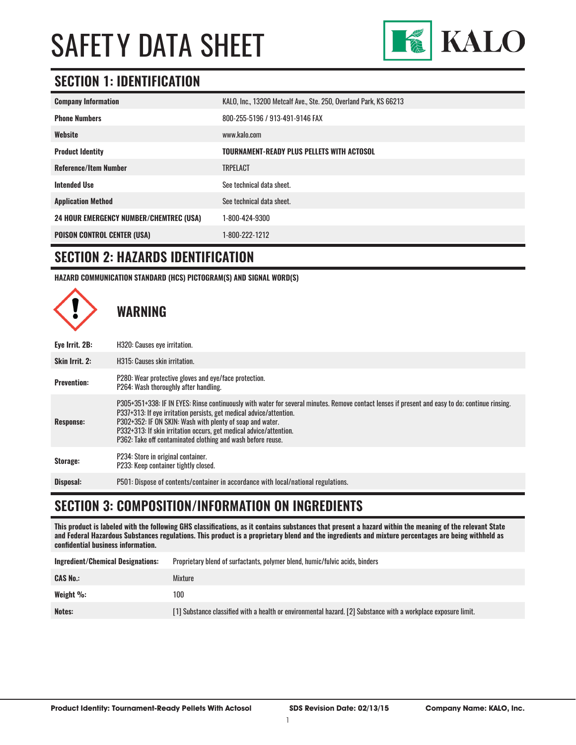# SAFETY DATA SHEET

KALO

## SECTION 1: IDENTIFICATION

| | |
|---|---|
| **Company Information** | KALO, Inc., 13200 Metcalf Ave., Ste. 250, Overland Park, KS 66213 |
| **Phone Numbers** | 800-255-5196 / 913-491-9146 FAX |
| **Website** | www.kalo.com |
| **Product Identity** | **TOURNAMENT-READY PLUS PELLETS WITH ACTOSOL** |
| **Reference/Item Number** | TRPELACT |
| **Intended Use** | See technical data sheet. |
| **Application Method** | See technical data sheet. |
| **24 HOUR EMERGENCY NUMBER/CHEMTREC (USA)** | 1-800-424-9300 |
| **POISON CONTROL CENTER (USA)** | 1-800-222-1212 |

## SECTION 2: HAZARDS IDENTIFICATION

**HAZARD COMMUNICATION STANDARD (HCS) PICTOGRAM(S) AND SIGNAL WORD(S)**

### WARNING

| | |
|---|---|
| **Eye Irrit. 2B:** | H320: Causes eye irritation. |
| **Skin Irrit. 2:** | H315: Causes skin irritation. |
| **Prevention:** | P280: Wear protective gloves and eye/face protection.<br>P264: Wash thoroughly after handling. |
| **Response:** | P305+351+338: IF IN EYES: Rinse continuously with water for several minutes. Remove contact lenses if present and easy to do; continue rinsing.<br>P337+313: If eye irritation persists, get medical advice/attention.<br>P302+352: IF ON SKIN: Wash with plenty of soap and water.<br>P332+313: If skin irritation occurs, get medical advice/attention.<br>P362: Take off contaminated clothing and wash before reuse. |
| **Storage:** | P234: Store in original container.<br>P233: Keep container tightly closed. |
| **Disposal:** | P501: Dispose of contents/container in accordance with local/national regulations. |

## SECTION 3: COMPOSITION/INFORMATION ON INGREDIENTS

**This product is labeled with the following GHS classifications, as it contains substances that present a hazard within the meaning of the relevant State and Federal Hazardous Substances regulations. This product is a proprietary blend and the ingredients and mixture percentages are being withheld as confidential business information.**

| | |
|---|---|
| **Ingredient/Chemical Designations:** | Proprietary blend of surfactants, polymer blend, humic/fulvic acids, binders |
| **CAS No.:** | Mixture |
| **Weight %:** | 100 |
| **Notes:** | [1] Substance classified with a health or environmental hazard. [2] Substance with a workplace exposure limit. |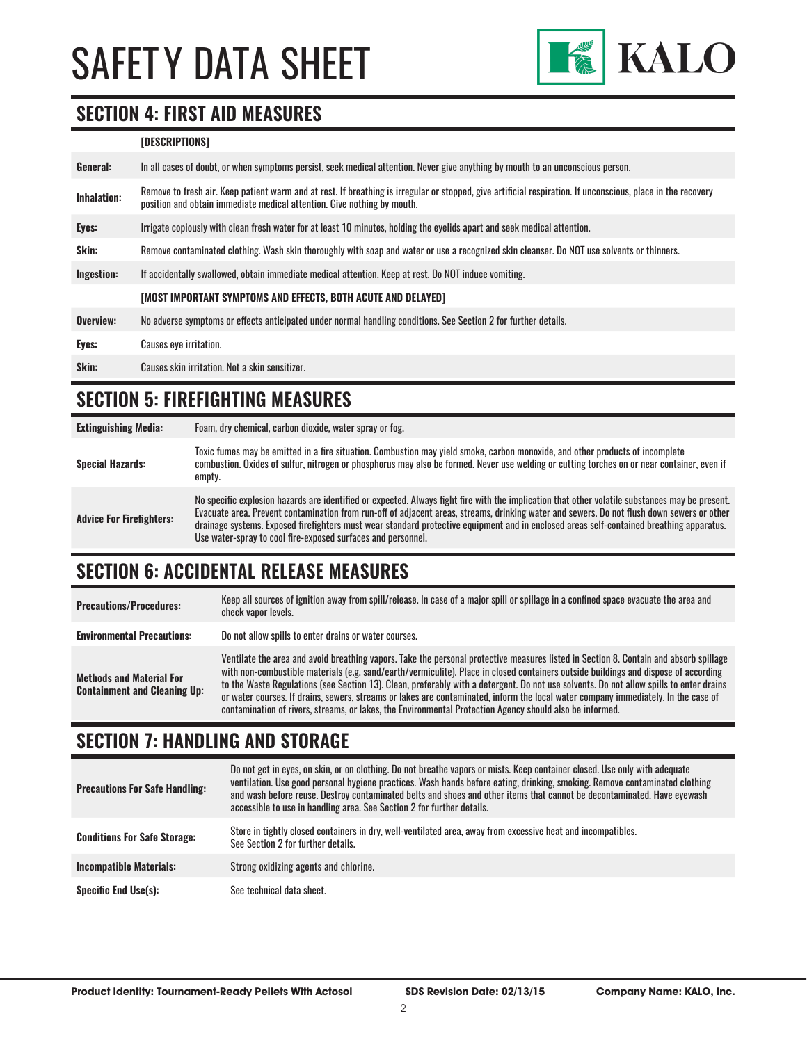## SECTION 4: FIRST AID MEASURES

| | [DESCRIPTIONS] |
|---|---|
| **General:** | In all cases of doubt, or when symptoms persist, seek medical attention. Never give anything by mouth to an unconscious person. |
| **Inhalation:** | Remove to fresh air. Keep patient warm and at rest. If breathing is irregular or stopped, give artificial respiration. If unconscious, place in the recovery position and obtain immediate medical attention. Give nothing by mouth. |
| **Eyes:** | Irrigate copiously with clean fresh water for at least 10 minutes, holding the eyelids apart and seek medical attention. |
| **Skin:** | Remove contaminated clothing. Wash skin thoroughly with soap and water or use a recognized skin cleanser. Do NOT use solvents or thinners. |
| **Ingestion:** | If accidentally swallowed, obtain immediate medical attention. Keep at rest. Do NOT induce vomiting. |
| | **[MOST IMPORTANT SYMPTOMS AND EFFECTS, BOTH ACUTE AND DELAYED]** |
| **Overview:** | No adverse symptoms or effects anticipated under normal handling conditions. See Section 2 for further details. |
| **Eyes:** | Causes eye irritation. |
| **Skin:** | Causes skin irritation. Not a skin sensitizer. |

## SECTION 5: FIREFIGHTING MEASURES

| | |
|---|---|
| **Extinguishing Media:** | Foam, dry chemical, carbon dioxide, water spray or fog. |
| **Special Hazards:** | Toxic fumes may be emitted in a fire situation. Combustion may yield smoke, carbon monoxide, and other products of incomplete combustion. Oxides of sulfur, nitrogen or phosphorus may also be formed. Never use welding or cutting torches on or near container, even if empty. |
| **Advice For Firefighters:** | No specific explosion hazards are identified or expected. Always fight fire with the implication that other volatile substances may be present. Evacuate area. Prevent contamination from run-off of adjacent areas, streams, drinking water and sewers. Do not flush down sewers or other drainage systems. Exposed firefighters must wear standard protective equipment and in enclosed areas self-contained breathing apparatus. Use water-spray to cool fire-exposed surfaces and personnel. |

## SECTION 6: ACCIDENTAL RELEASE MEASURES

| | |
|---|---|
| **Precautions/Procedures:** | Keep all sources of ignition away from spill/release. In case of a major spill or spillage in a confined space evacuate the area and check vapor levels. |
| **Environmental Precautions:** | Do not allow spills to enter drains or water courses. |
| **Methods and Material For Containment and Cleaning Up:** | Ventilate the area and avoid breathing vapors. Take the personal protective measures listed in Section 8. Contain and absorb spillage with non-combustible materials (e.g. sand/earth/vermiculite). Place in closed containers outside buildings and dispose of according to the Waste Regulations (see Section 13). Clean, preferably with a detergent. Do not use solvents. Do not allow spills to enter drains or water courses. If drains, sewers, streams or lakes are contaminated, inform the local water company immediately. In the case of contamination of rivers, streams, or lakes, the Environmental Protection Agency should also be informed. |

## SECTION 7: HANDLING AND STORAGE

| | |
|---|---|
| **Precautions For Safe Handling:** | Do not get in eyes, on skin, or on clothing. Do not breathe vapors or mists. Keep container closed. Use only with adequate ventilation. Use good personal hygiene practices. Wash hands before eating, drinking, smoking. Remove contaminated clothing and wash before reuse. Destroy contaminated belts and shoes and other items that cannot be decontaminated. Have eyewash accessible to use in handling area. See Section 2 for further details. |
| **Conditions For Safe Storage:** | Store in tightly closed containers in dry, well-ventilated area, away from excessive heat and incompatibles. See Section 2 for further details. |
| **Incompatible Materials:** | Strong oxidizing agents and chlorine. |
| **Specific End Use(s):** | See technical data sheet. |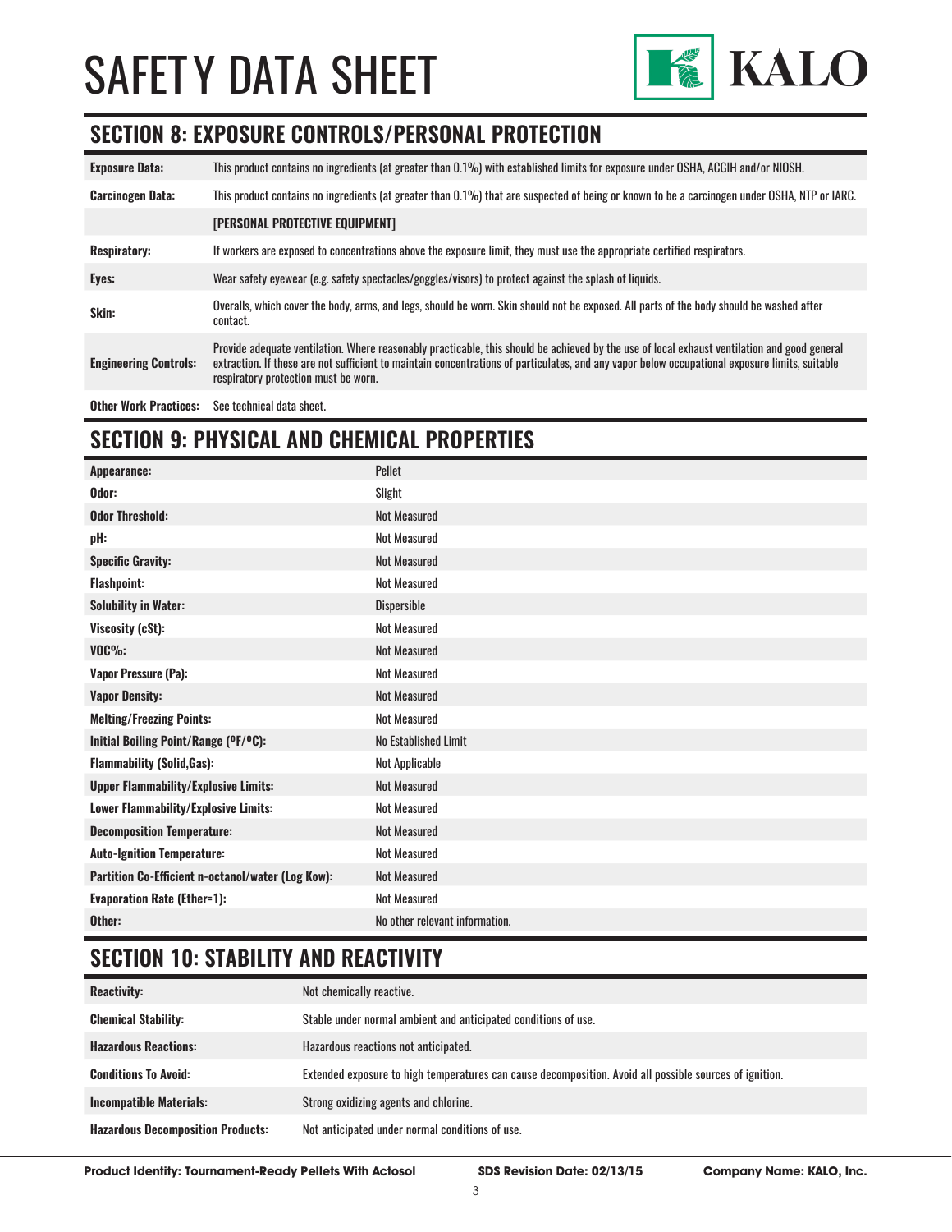# SAFETY DATA SHEET

## SECTION 8: EXPOSURE CONTROLS/PERSONAL PROTECTION

| | |
|---|---|
| **Exposure Data:** | This product contains no ingredients (at greater than 0.1%) with established limits for exposure under OSHA, ACGIH and/or NIOSH. |
| **Carcinogen Data:** | This product contains no ingredients (at greater than 0.1%) that are suspected of being or known to be a carcinogen under OSHA, NTP or IARC. |
| | **[PERSONAL PROTECTIVE EQUIPMENT]** |
| **Respiratory:** | If workers are exposed to concentrations above the exposure limit, they must use the appropriate certified respirators. |
| **Eyes:** | Wear safety eyewear (e.g. safety spectacles/goggles/visors) to protect against the splash of liquids. |
| **Skin:** | Overalls, which cover the body, arms, and legs, should be worn. Skin should not be exposed. All parts of the body should be washed after contact. |
| **Engineering Controls:** | Provide adequate ventilation. Where reasonably practicable, this should be achieved by the use of local exhaust ventilation and good general extraction. If these are not sufficient to maintain concentrations of particulates, and any vapor below occupational exposure limits, suitable respiratory protection must be worn. |
| **Other Work Practices:** | See technical data sheet. |

## SECTION 9: PHYSICAL AND CHEMICAL PROPERTIES

| | |
|---|---|
| **Appearance:** | Pellet |
| **Odor:** | Slight |
| **Odor Threshold:** | Not Measured |
| **pH:** | Not Measured |
| **Specific Gravity:** | Not Measured |
| **Flashpoint:** | Not Measured |
| **Solubility in Water:** | Dispersible |
| **Viscosity (cSt):** | Not Measured |
| **VOC%:** | Not Measured |
| **Vapor Pressure (Pa):** | Not Measured |
| **Vapor Density:** | Not Measured |
| **Melting/Freezing Points:** | Not Measured |
| **Initial Boiling Point/Range (ºF/ºC):** | No Established Limit |
| **Flammability (Solid,Gas):** | Not Applicable |
| **Upper Flammability/Explosive Limits:** | Not Measured |
| **Lower Flammability/Explosive Limits:** | Not Measured |
| **Decomposition Temperature:** | Not Measured |
| **Auto-Ignition Temperature:** | Not Measured |
| **Partition Co-Efficient n-octanol/water (Log Kow):** | Not Measured |
| **Evaporation Rate (Ether=1):** | Not Measured |
| **Other:** | No other relevant information. |

## SECTION 10: STABILITY AND REACTIVITY

| | |
|---|---|
| **Reactivity:** | Not chemically reactive. |
| **Chemical Stability:** | Stable under normal ambient and anticipated conditions of use. |
| **Hazardous Reactions:** | Hazardous reactions not anticipated. |
| **Conditions To Avoid:** | Extended exposure to high temperatures can cause decomposition. Avoid all possible sources of ignition. |
| **Incompatible Materials:** | Strong oxidizing agents and chlorine. |
| **Hazardous Decomposition Products:** | Not anticipated under normal conditions of use. |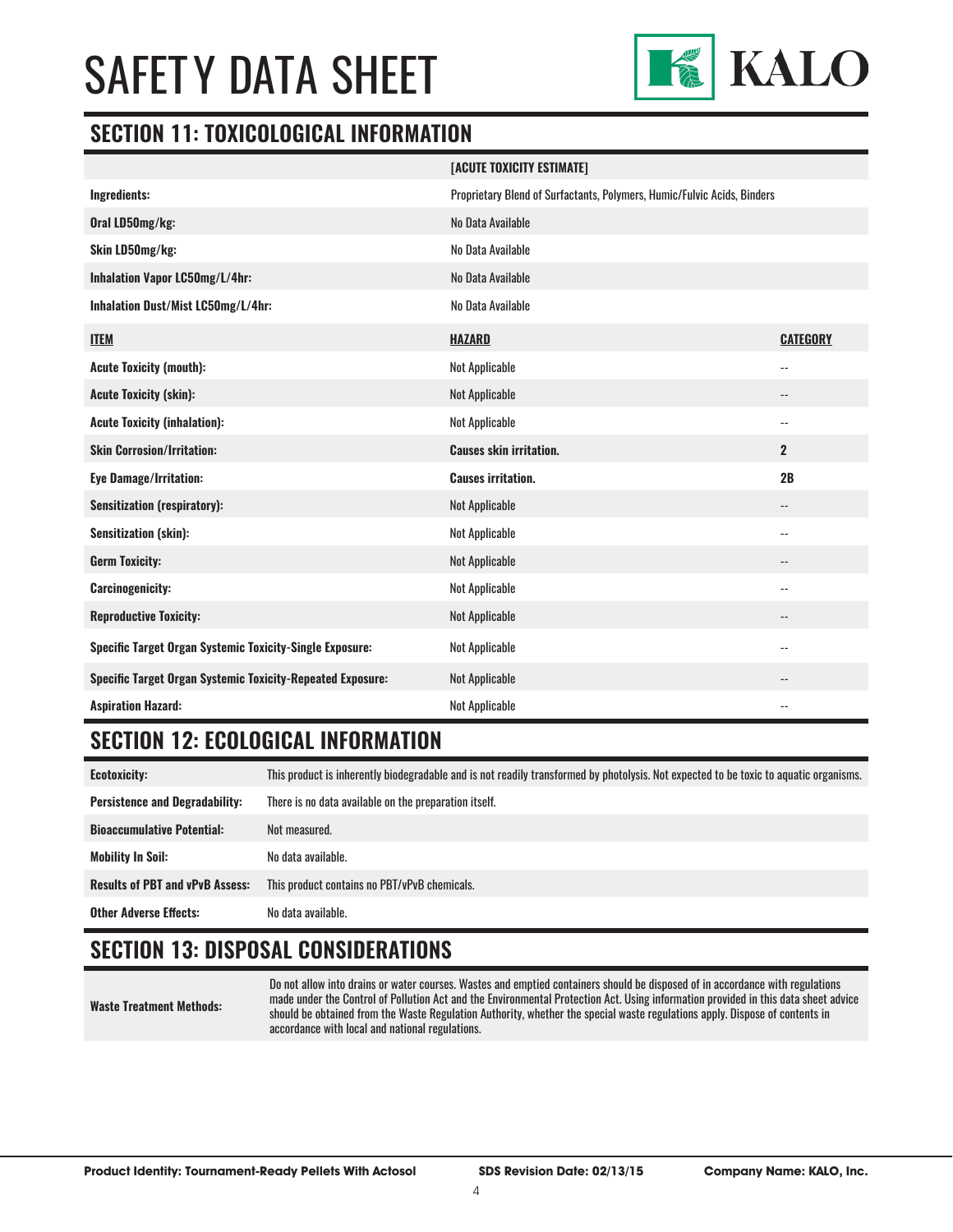## SECTION 11: TOXICOLOGICAL INFORMATION

| | [ACUTE TOXICITY ESTIMATE] |
|---|---|
| **Ingredients:** | Proprietary Blend of Surfactants, Polymers, Humic/Fulvic Acids, Binders |
| **Oral LD50mg/kg:** | No Data Available |
| **Skin LD50mg/kg:** | No Data Available |
| **Inhalation Vapor LC50mg/L/4hr:** | No Data Available |
| **Inhalation Dust/Mist LC50mg/L/4hr:** | No Data Available |

| **ITEM** | **HAZARD** | **CATEGORY** |
|---|---|---|
| **Acute Toxicity (mouth):** | Not Applicable | -- |
| **Acute Toxicity (skin):** | Not Applicable | -- |
| **Acute Toxicity (inhalation):** | Not Applicable | -- |
| **Skin Corrosion/Irritation:** | **Causes skin irritation.** | **2** |
| **Eye Damage/Irritation:** | **Causes irritation.** | **2B** |
| **Sensitization (respiratory):** | Not Applicable | -- |
| **Sensitization (skin):** | Not Applicable | -- |
| **Germ Toxicity:** | Not Applicable | -- |
| **Carcinogenicity:** | Not Applicable | -- |
| **Reproductive Toxicity:** | Not Applicable | -- |
| **Specific Target Organ Systemic Toxicity-Single Exposure:** | Not Applicable | -- |
| **Specific Target Organ Systemic Toxicity-Repeated Exposure:** | Not Applicable | -- |
| **Aspiration Hazard:** | Not Applicable | -- |

## SECTION 12: ECOLOGICAL INFORMATION

| | |
|---|---|
| **Ecotoxicity:** | This product is inherently biodegradable and is not readily transformed by photolysis. Not expected to be toxic to aquatic organisms. |
| **Persistence and Degradability:** | There is no data available on the preparation itself. |
| **Bioaccumulative Potential:** | Not measured. |
| **Mobility In Soil:** | No data available. |
| **Results of PBT and vPvB Assess:** | This product contains no PBT/vPvB chemicals. |
| **Other Adverse Effects:** | No data available. |

## SECTION 13: DISPOSAL CONSIDERATIONS

| | |
|---|---|
| **Waste Treatment Methods:** | Do not allow into drains or water courses. Wastes and emptied containers should be disposed of in accordance with regulations made under the Control of Pollution Act and the Environmental Protection Act. Using information provided in this data sheet advice should be obtained from the Waste Regulation Authority, whether the special waste regulations apply. Dispose of contents in accordance with local and national regulations. |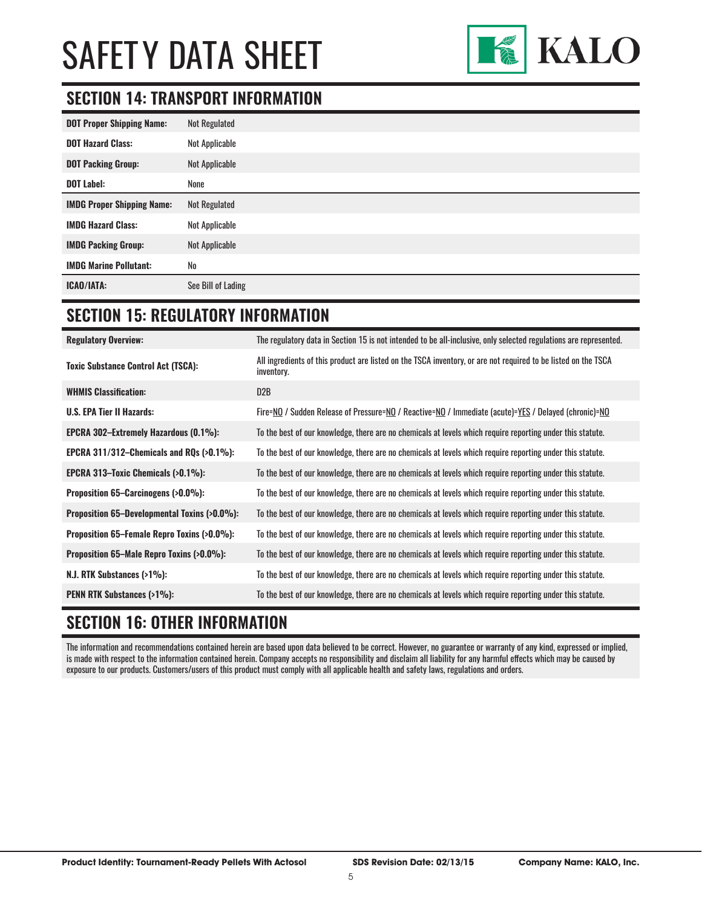# SAFETY DATA SHEET

## SECTION 14: TRANSPORT INFORMATION

| | |
|---|---|
| **DOT Proper Shipping Name:** | Not Regulated |
| **DOT Hazard Class:** | Not Applicable |
| **DOT Packing Group:** | Not Applicable |
| **DOT Label:** | None |
| **IMDG Proper Shipping Name:** | Not Regulated |
| **IMDG Hazard Class:** | Not Applicable |
| **IMDG Packing Group:** | Not Applicable |
| **IMDG Marine Pollutant:** | No |
| **ICAO/IATA:** | See Bill of Lading |

## SECTION 15: REGULATORY INFORMATION

| | |
|---|---|
| **Regulatory Overview:** | The regulatory data in Section 15 is not intended to be all-inclusive, only selected regulations are represented. |
| **Toxic Substance Control Act (TSCA):** | All ingredients of this product are listed on the TSCA inventory, or are not required to be listed on the TSCA inventory. |
| **WHMIS Classification:** | D2B |
| **U.S. EPA Tier II Hazards:** | Fire=NO / Sudden Release of Pressure=NO / Reactive=NO / Immediate (acute)=YES / Delayed (chronic)=NO |
| **EPCRA 302–Extremely Hazardous (0.1%):** | To the best of our knowledge, there are no chemicals at levels which require reporting under this statute. |
| **EPCRA 311/312–Chemicals and RQs (>0.1%):** | To the best of our knowledge, there are no chemicals at levels which require reporting under this statute. |
| **EPCRA 313–Toxic Chemicals (>0.1%):** | To the best of our knowledge, there are no chemicals at levels which require reporting under this statute. |
| **Proposition 65–Carcinogens (>0.0%):** | To the best of our knowledge, there are no chemicals at levels which require reporting under this statute. |
| **Proposition 65–Developmental Toxins (>0.0%):** | To the best of our knowledge, there are no chemicals at levels which require reporting under this statute. |
| **Proposition 65–Female Repro Toxins (>0.0%):** | To the best of our knowledge, there are no chemicals at levels which require reporting under this statute. |
| **Proposition 65–Male Repro Toxins (>0.0%):** | To the best of our knowledge, there are no chemicals at levels which require reporting under this statute. |
| **N.J. RTK Substances (>1%):** | To the best of our knowledge, there are no chemicals at levels which require reporting under this statute. |
| **PENN RTK Substances (>1%):** | To the best of our knowledge, there are no chemicals at levels which require reporting under this statute. |

## SECTION 16: OTHER INFORMATION

The information and recommendations contained herein are based upon data believed to be correct. However, no guarantee or warranty of any kind, expressed or implied, is made with respect to the information contained herein. Company accepts no responsibility and disclaim all liability for any harmful effects which may be caused by exposure to our products. Customers/users of this product must comply with all applicable health and safety laws, regulations and orders.